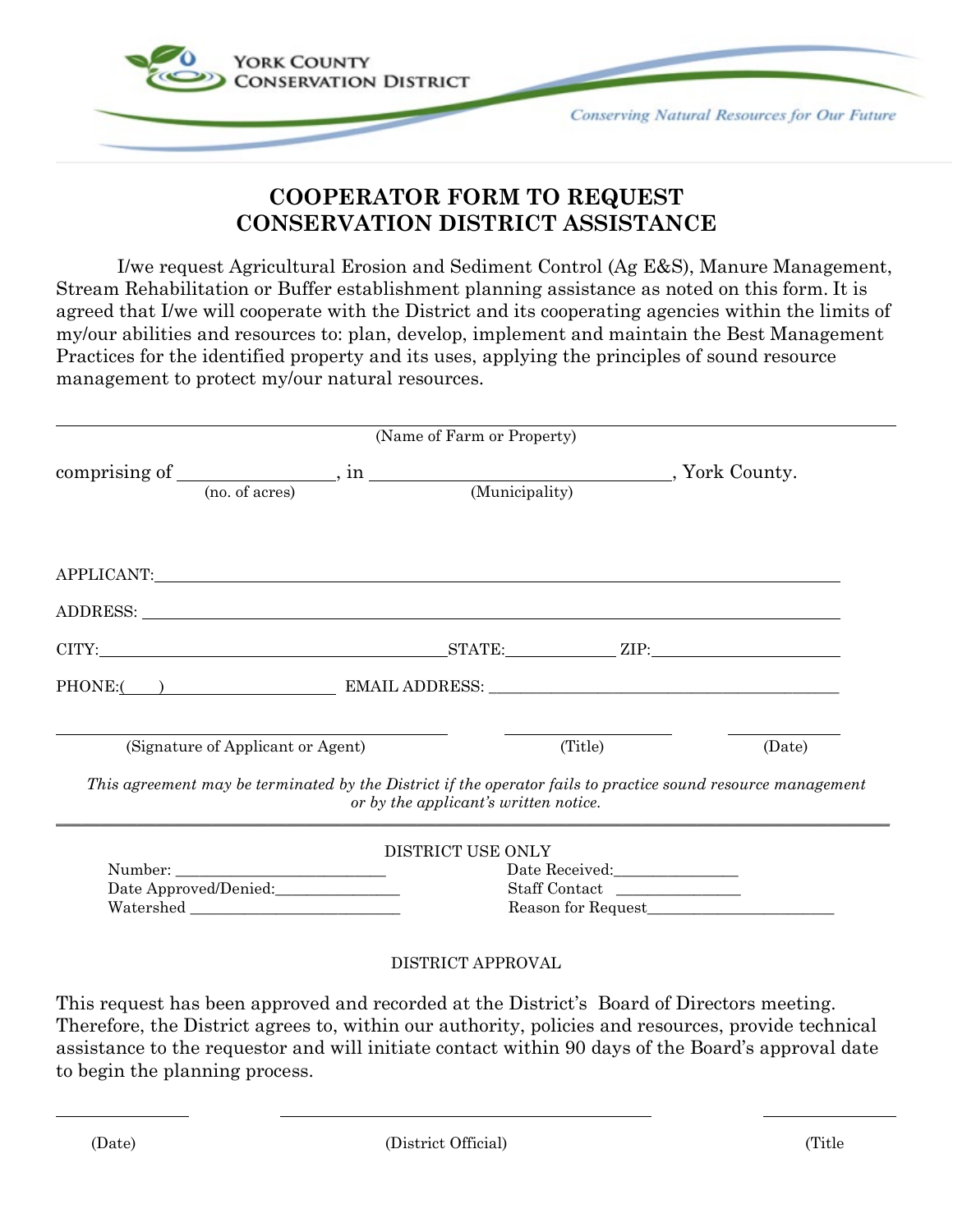YORK COUNTY CONSERVATION DISTRICT

*Conserving Natural Resources for Our Future*

# COOPERATOR FORM TO REQUEST CONSERVATION DISTRICT ASSISTANCE

I/we request Agricultural Erosion and Sediment Control (Ag E&S), Manure Management, Stream Rehabilitation or Buffer establishment planning assistance as noted on this form. It is agreed that I/we will cooperate with the District and its cooperating agencies within the limits of my/our abilities and resources to: plan, develop, implement and maintain the Best Management Practices for the identified property and its uses, applying the principles of sound resource management to protect my/our natural resources.

\_\_\_\_\_\_\_\_\_\_\_\_\_\_\_\_\_\_\_\_\_\_\_\_\_\_\_\_\_\_\_\_\_\_\_\_\_\_\_\_\_\_\_\_\_\_\_\_\_\_\_\_\_\_\_\_\_\_\_\_
(Name of Farm or Property)

comprising of \_\_\_\_\_\_\_\_\_\_\_\_\_\_\_\_ (no. of acres), in \_\_\_\_\_\_\_\_\_\_\_\_\_\_\_\_\_\_\_\_\_\_\_\_\_\_\_\_\_\_ (Municipality), York County.

APPLICANT: \_\_\_\_\_\_\_\_\_\_\_\_\_\_\_\_\_\_\_\_\_\_\_\_\_\_\_\_\_\_\_\_\_\_\_\_\_\_\_\_\_\_\_\_\_\_\_\_\_\_

ADDRESS: \_\_\_\_\_\_\_\_\_\_\_\_\_\_\_\_\_\_\_\_\_\_\_\_\_\_\_\_\_\_\_\_\_\_\_\_\_\_\_\_\_\_\_\_\_\_\_\_\_\_\_\_

CITY: \_\_\_\_\_\_\_\_\_\_\_\_\_\_\_\_\_\_\_\_\_\_\_\_\_\_\_\_ STATE: \_\_\_\_\_\_\_\_\_\_ ZIP: \_\_\_\_\_\_\_\_\_\_\_\_\_\_\_\_

PHONE: (\_\_\_\_) \_\_\_\_\_\_\_\_\_\_\_\_\_\_\_\_\_\_ EMAIL ADDRESS: \_\_\_\_\_\_\_\_\_\_\_\_\_\_\_\_\_\_\_\_\_\_\_\_\_\_\_\_\_\_

\_\_\_\_\_\_\_\_\_\_\_\_\_\_\_\_\_\_\_\_\_\_\_\_\_\_\_\_\_\_\_\_ \_\_\_\_\_\_\_\_\_\_\_\_\_\_\_\_ \_\_\_\_\_\_\_\_\_\_\_\_
(Signature of Applicant or Agent) (Title) (Date)

*This agreement may be terminated by the District if the operator fails to practice sound resource management or by the applicant's written notice.*

---

DISTRICT USE ONLY

Number: \_\_\_\_\_\_\_\_\_\_\_\_\_\_\_\_\_\_\_\_\_\_\_\_ Date Received: \_\_\_\_\_\_\_\_\_\_\_\_\_\_\_

Date Approved/Denied: \_\_\_\_\_\_\_\_\_\_\_\_\_\_\_ Staff Contact \_\_\_\_\_\_\_\_\_\_\_\_\_\_\_

Watershed \_\_\_\_\_\_\_\_\_\_\_\_\_\_\_\_\_\_\_\_\_\_\_\_ Reason for Request \_\_\_\_\_\_\_\_\_\_\_\_\_\_\_\_\_\_\_\_\_\_\_

DISTRICT APPROVAL

This request has been approved and recorded at the District's Board of Directors meeting. Therefore, the District agrees to, within our authority, policies and resources, provide technical assistance to the requestor and will initiate contact within 90 days of the Board's approval date to begin the planning process.

\_\_\_\_\_\_\_\_\_\_\_\_ \_\_\_\_\_\_\_\_\_\_\_\_\_\_\_\_\_\_\_\_\_\_\_\_\_\_\_\_\_\_\_\_ \_\_\_\_\_\_\_\_\_\_\_\_
(Date) (District Official) (Title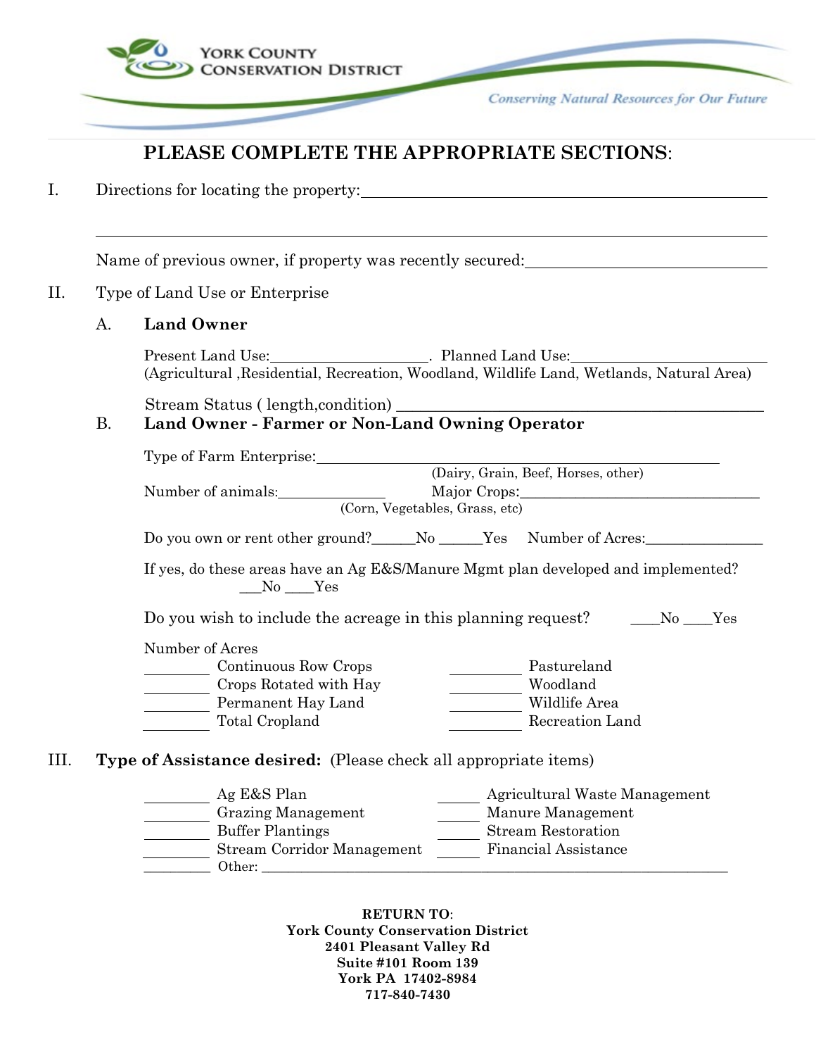York County Conservation District

*Conserving Natural Resources for Our Future*

# PLEASE COMPLETE THE APPROPRIATE SECTIONS:

I. Directions for locating the property: ____________________________________________

______________________________________________________________________

Name of previous owner, if property was recently secured: ____________________________

II. Type of Land Use or Enterprise

A. **Land Owner**

Present Land Use: ____________________. Planned Land Use: ________________________
(Agricultural ,Residential, Recreation, Woodland, Wildlife Land, Wetlands, Natural Area)

Stream Status ( length,condition) ______________________________________________

B. **Land Owner - Farmer or Non-Land Owning Operator**

Type of Farm Enterprise: ________________________________________________
(Dairy, Grain, Beef, Horses, other)

Number of animals: ______________ Major Crops: ________________________________
(Corn, Vegetables, Grass, etc)

Do you own or rent other ground? ______No ______Yes Number of Acres: _______________

If yes, do these areas have an Ag E&S/Manure Mgmt plan developed and implemented?
___No ____Yes

Do you wish to include the acreage in this planning request? ____No ____Yes

Number of Acres

| | | | |
|---|---|---|---|
| ________ | Continuous Row Crops | _________ | Pastureland |
| ________ | Crops Rotated with Hay | _________ | Woodland |
| ________ | Permanent Hay Land | _________ | Wildlife Area |
| ________ | Total Cropland | _________ | Recreation Land |

III. **Type of Assistance desired:** (Please check all appropriate items)

| | | | |
|---|---|---|---|
| ________ | Ag E&S Plan | ______ | Agricultural Waste Management |
| ________ | Grazing Management | ______ | Manure Management |
| ________ | Buffer Plantings | ______ | Stream Restoration |
| ________ | Stream Corridor Management | ______ | Financial Assistance |

________ Other: ______________________________________________________________

**RETURN TO**:
**York County Conservation District**
**2401 Pleasant Valley Rd**
**Suite #101 Room 139**
**York PA 17402-8984**
**717-840-7430**